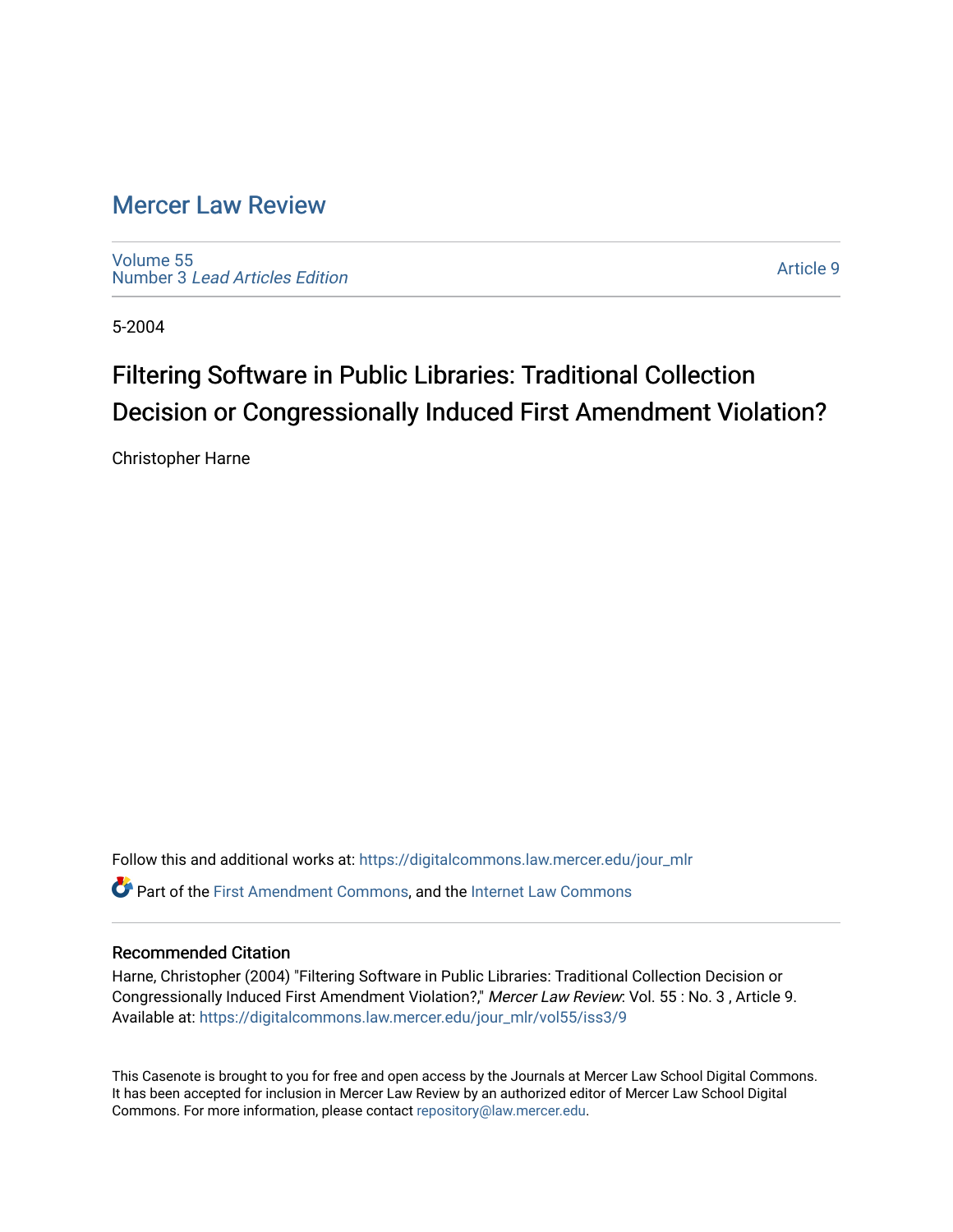# Mercer Law Review

Volume 55
Number 3 *Lead Articles Edition*

Article 9

5-2004

## Filtering Software in Public Libraries: Traditional Collection Decision or Congressionally Induced First Amendment Violation?

Christopher Harne

Follow this and additional works at: https://digitalcommons.law.mercer.edu/jour_mlr

Part of the First Amendment Commons, and the Internet Law Commons

### Recommended Citation

Harne, Christopher (2004) "Filtering Software in Public Libraries: Traditional Collection Decision or Congressionally Induced First Amendment Violation?," *Mercer Law Review*: Vol. 55 : No. 3 , Article 9.
Available at: https://digitalcommons.law.mercer.edu/jour_mlr/vol55/iss3/9

This Casenote is brought to you for free and open access by the Journals at Mercer Law School Digital Commons. It has been accepted for inclusion in Mercer Law Review by an authorized editor of Mercer Law School Digital Commons. For more information, please contact repository@law.mercer.edu.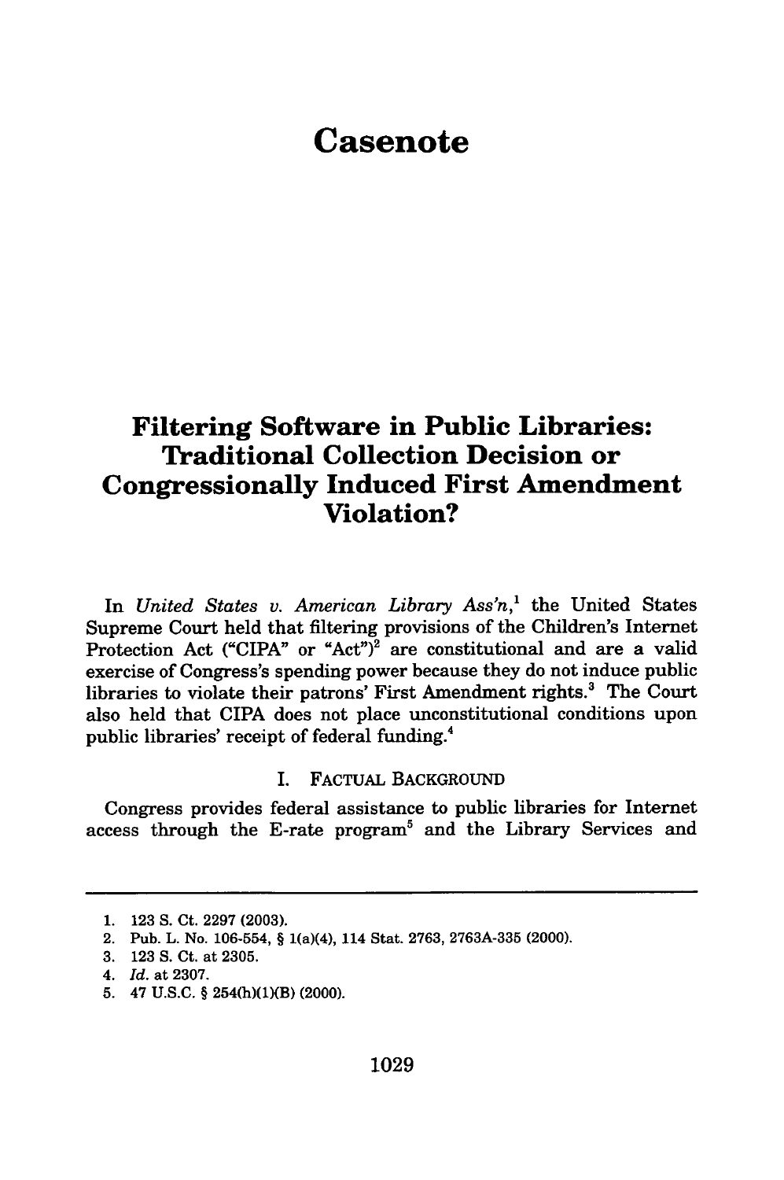# Casenote

## Filtering Software in Public Libraries: Traditional Collection Decision or Congressionally Induced First Amendment Violation?

In *United States v. American Library Ass'n*,[1] the United States Supreme Court held that filtering provisions of the Children's Internet Protection Act ("CIPA" or "Act")[2] are constitutional and are a valid exercise of Congress's spending power because they do not induce public libraries to violate their patrons' First Amendment rights.[3] The Court also held that CIPA does not place unconstitutional conditions upon public libraries' receipt of federal funding.[4]

### I. Factual Background

Congress provides federal assistance to public libraries for Internet access through the E-rate program[5] and the Library Services and

---

1. 123 S. Ct. 2297 (2003).
2. Pub. L. No. 106-554, § 1(a)(4), 114 Stat. 2763, 2763A-335 (2000).
3. 123 S. Ct. at 2305.
4. *Id.* at 2307.
5. 47 U.S.C. § 254(h)(1)(B) (2000).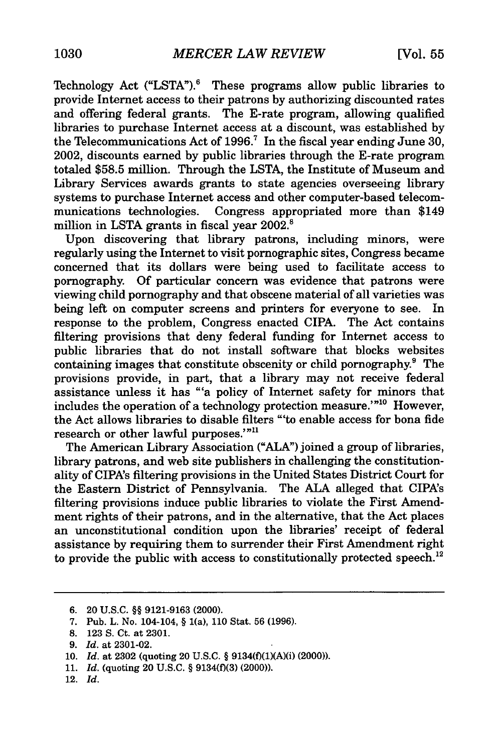Technology Act ("LSTA").[6] These programs allow public libraries to provide Internet access to their patrons by authorizing discounted rates and offering federal grants. The E-rate program, allowing qualified libraries to purchase Internet access at a discount, was established by the Telecommunications Act of 1996.[7] In the fiscal year ending June 30, 2002, discounts earned by public libraries through the E-rate program totaled $58.5 million. Through the LSTA, the Institute of Museum and Library Services awards grants to state agencies overseeing library systems to purchase Internet access and other computer-based telecommunications technologies. Congress appropriated more than $149 million in LSTA grants in fiscal year 2002.[8]

Upon discovering that library patrons, including minors, were regularly using the Internet to visit pornographic sites, Congress became concerned that its dollars were being used to facilitate access to pornography. Of particular concern was evidence that patrons were viewing child pornography and that obscene material of all varieties was being left on computer screens and printers for everyone to see. In response to the problem, Congress enacted CIPA. The Act contains filtering provisions that deny federal funding for Internet access to public libraries that do not install software that blocks websites containing images that constitute obscenity or child pornography.[9] The provisions provide, in part, that a library may not receive federal assistance unless it has "'a policy of Internet safety for minors that includes the operation of a technology protection measure.'"[10] However, the Act allows libraries to disable filters "'to enable access for bona fide research or other lawful purposes.'"[11]

The American Library Association ("ALA") joined a group of libraries, library patrons, and web site publishers in challenging the constitutionality of CIPA's filtering provisions in the United States District Court for the Eastern District of Pennsylvania. The ALA alleged that CIPA's filtering provisions induce public libraries to violate the First Amendment rights of their patrons, and in the alternative, that the Act places an unconstitutional condition upon the libraries' receipt of federal assistance by requiring them to surrender their First Amendment right to provide the public with access to constitutionally protected speech.[12]

---

6. 20 U.S.C. §§ 9121-9163 (2000).
7. Pub. L. No. 104-104, § 1(a), 110 Stat. 56 (1996).
8. 123 S. Ct. at 2301.
9. *Id.* at 2301-02.
10. *Id.* at 2302 (quoting 20 U.S.C. § 9134(f)(1)(A)(i) (2000)).
11. *Id.* (quoting 20 U.S.C. § 9134(f)(3) (2000)).
12. *Id.*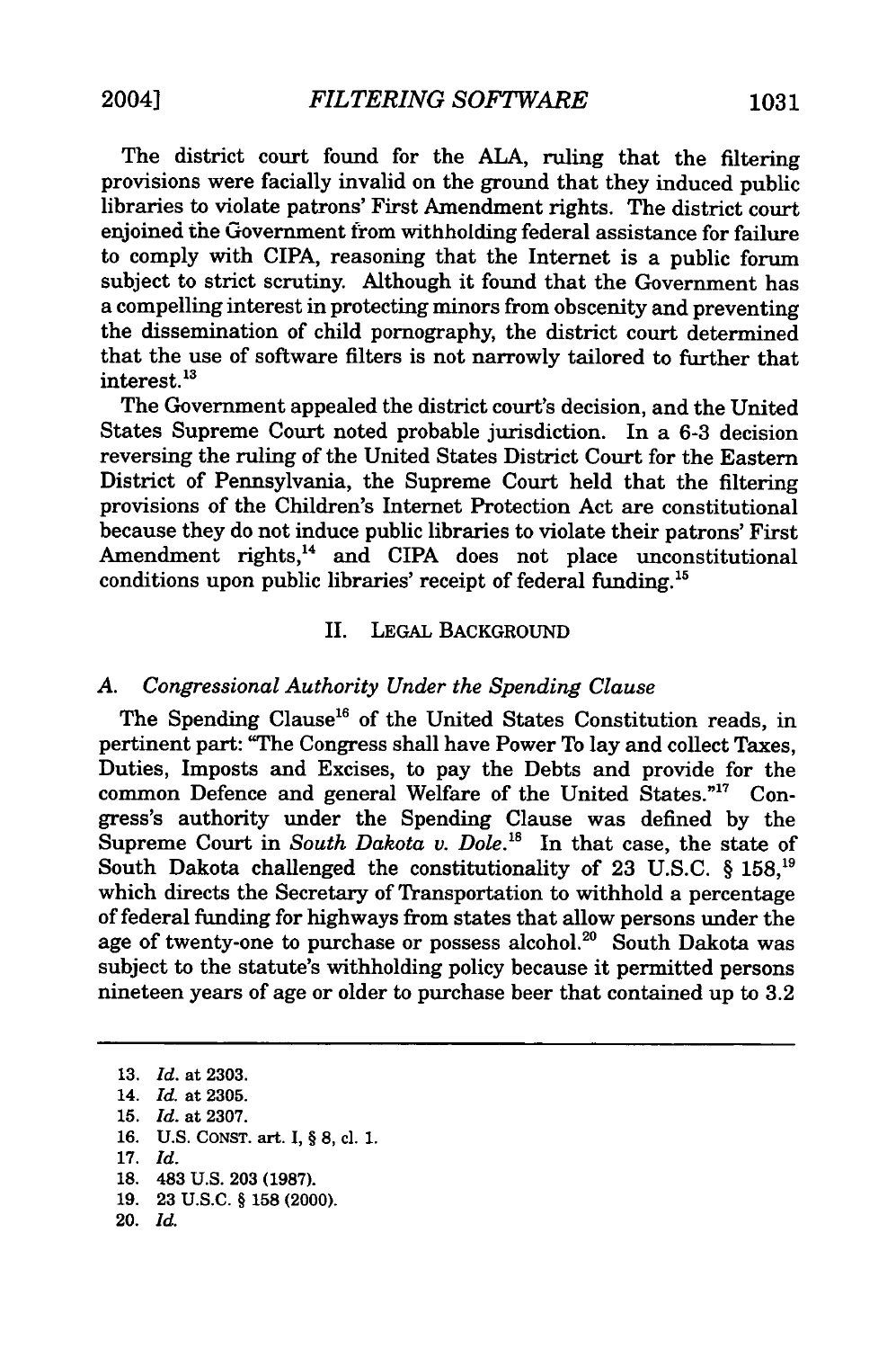The district court found for the ALA, ruling that the filtering provisions were facially invalid on the ground that they induced public libraries to violate patrons' First Amendment rights. The district court enjoined the Government from withholding federal assistance for failure to comply with CIPA, reasoning that the Internet is a public forum subject to strict scrutiny. Although it found that the Government has a compelling interest in protecting minors from obscenity and preventing the dissemination of child pornography, the district court determined that the use of software filters is not narrowly tailored to further that interest.[13]

The Government appealed the district court's decision, and the United States Supreme Court noted probable jurisdiction. In a 6-3 decision reversing the ruling of the United States District Court for the Eastern District of Pennsylvania, the Supreme Court held that the filtering provisions of the Children's Internet Protection Act are constitutional because they do not induce public libraries to violate their patrons' First Amendment rights,[14] and CIPA does not place unconstitutional conditions upon public libraries' receipt of federal funding.[15]

## II. LEGAL BACKGROUND

### A. *Congressional Authority Under the Spending Clause*

The Spending Clause[16] of the United States Constitution reads, in pertinent part: "The Congress shall have Power To lay and collect Taxes, Duties, Imposts and Excises, to pay the Debts and provide for the common Defence and general Welfare of the United States."[17] Congress's authority under the Spending Clause was defined by the Supreme Court in *South Dakota v. Dole*.[18] In that case, the state of South Dakota challenged the constitutionality of 23 U.S.C. § 158,[19] which directs the Secretary of Transportation to withhold a percentage of federal funding for highways from states that allow persons under the age of twenty-one to purchase or possess alcohol.[20] South Dakota was subject to the statute's withholding policy because it permitted persons nineteen years of age or older to purchase beer that contained up to 3.2

---

13. *Id.* at 2303.
14. *Id.* at 2305.
15. *Id.* at 2307.
16. U.S. CONST. art. I, § 8, cl. 1.
17. *Id.*
18. 483 U.S. 203 (1987).
19. 23 U.S.C. § 158 (2000).
20. *Id.*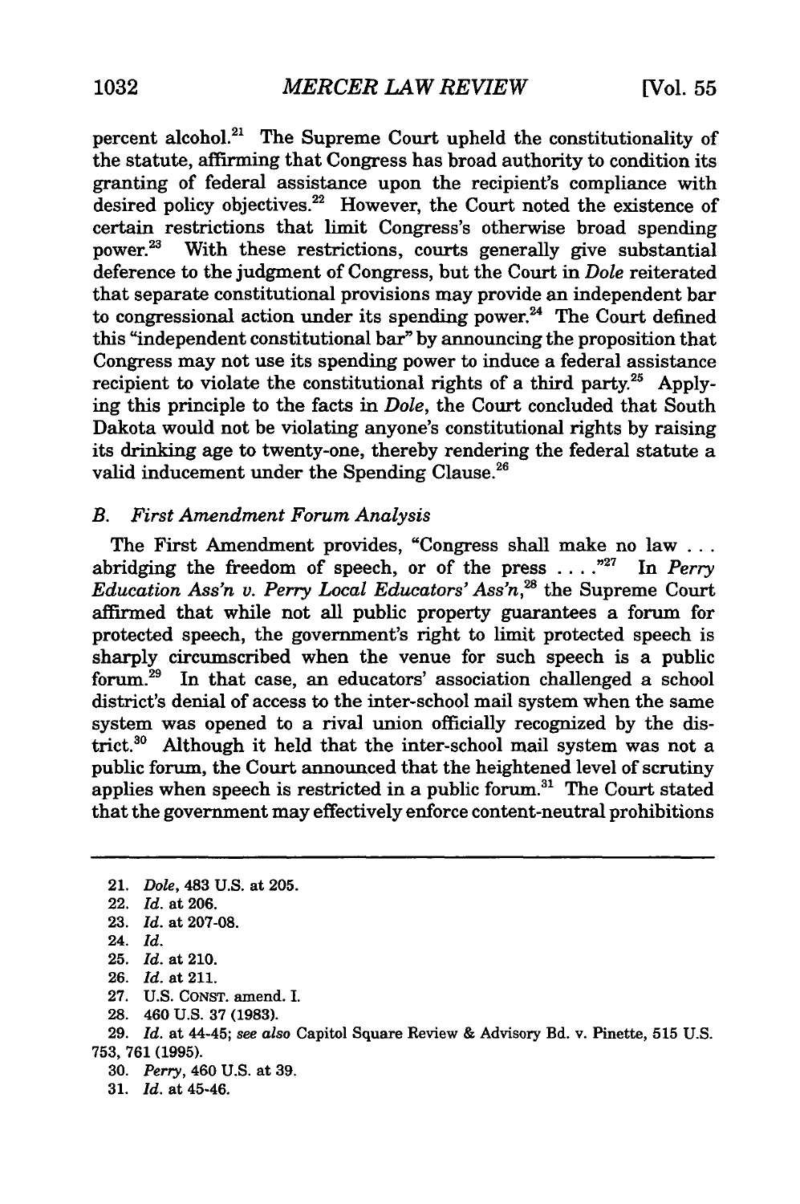percent alcohol.[21] The Supreme Court upheld the constitutionality of the statute, affirming that Congress has broad authority to condition its granting of federal assistance upon the recipient's compliance with desired policy objectives.[22] However, the Court noted the existence of certain restrictions that limit Congress's otherwise broad spending power.[23] With these restrictions, courts generally give substantial deference to the judgment of Congress, but the Court in *Dole* reiterated that separate constitutional provisions may provide an independent bar to congressional action under its spending power.[24] The Court defined this "independent constitutional bar" by announcing the proposition that Congress may not use its spending power to induce a federal assistance recipient to violate the constitutional rights of a third party.[25] Applying this principle to the facts in *Dole*, the Court concluded that South Dakota would not be violating anyone's constitutional rights by raising its drinking age to twenty-one, thereby rendering the federal statute a valid inducement under the Spending Clause.[26]

### *B. First Amendment Forum Analysis*

The First Amendment provides, "Congress shall make no law . . . abridging the freedom of speech, or of the press . . . ."[27] In *Perry Education Ass'n v. Perry Local Educators' Ass'n*,[28] the Supreme Court affirmed that while not all public property guarantees a forum for protected speech, the government's right to limit protected speech is sharply circumscribed when the venue for such speech is a public forum.[29] In that case, an educators' association challenged a school district's denial of access to the inter-school mail system when the same system was opened to a rival union officially recognized by the district.[30] Although it held that the inter-school mail system was not a public forum, the Court announced that the heightened level of scrutiny applies when speech is restricted in a public forum.[31] The Court stated that the government may effectively enforce content-neutral prohibitions

---

21. *Dole*, 483 U.S. at 205.
22. *Id.* at 206.
23. *Id.* at 207-08.
24. *Id.*
25. *Id.* at 210.
26. *Id.* at 211.
27. U.S. CONST. amend. I.
28. 460 U.S. 37 (1983).
29. *Id.* at 44-45; *see also* Capitol Square Review & Advisory Bd. v. Pinette, 515 U.S. 753, 761 (1995).
30. *Perry*, 460 U.S. at 39.
31. *Id.* at 45-46.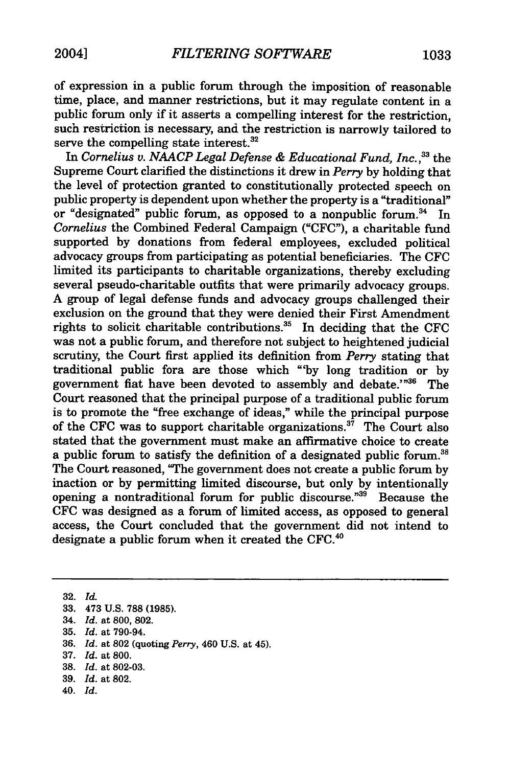of expression in a public forum through the imposition of reasonable time, place, and manner restrictions, but it may regulate content in a public forum only if it asserts a compelling interest for the restriction, such restriction is necessary, and the restriction is narrowly tailored to serve the compelling state interest.[32]

In *Cornelius v. NAACP Legal Defense & Educational Fund, Inc.*,[33] the Supreme Court clarified the distinctions it drew in *Perry* by holding that the level of protection granted to constitutionally protected speech on public property is dependent upon whether the property is a "traditional" or "designated" public forum, as opposed to a nonpublic forum.[34] In *Cornelius* the Combined Federal Campaign ("CFC"), a charitable fund supported by donations from federal employees, excluded political advocacy groups from participating as potential beneficiaries. The CFC limited its participants to charitable organizations, thereby excluding several pseudo-charitable outfits that were primarily advocacy groups. A group of legal defense funds and advocacy groups challenged their exclusion on the ground that they were denied their First Amendment rights to solicit charitable contributions.[35] In deciding that the CFC was not a public forum, and therefore not subject to heightened judicial scrutiny, the Court first applied its definition from *Perry* stating that traditional public fora are those which "'by long tradition or by government fiat have been devoted to assembly and debate.'"[36] The Court reasoned that the principal purpose of a traditional public forum is to promote the "free exchange of ideas," while the principal purpose of the CFC was to support charitable organizations.[37] The Court also stated that the government must make an affirmative choice to create a public forum to satisfy the definition of a designated public forum.[38] The Court reasoned, "The government does not create a public forum by inaction or by permitting limited discourse, but only by intentionally opening a nontraditional forum for public discourse."[39] Because the CFC was designed as a forum of limited access, as opposed to general access, the Court concluded that the government did not intend to designate a public forum when it created the CFC.[40]

---

32. *Id.*
33. 473 U.S. 788 (1985).
34. *Id.* at 800, 802.
35. *Id.* at 790-94.
36. *Id.* at 802 (quoting *Perry*, 460 U.S. at 45).
37. *Id.* at 800.
38. *Id.* at 802-03.
39. *Id.* at 802.
40. *Id.*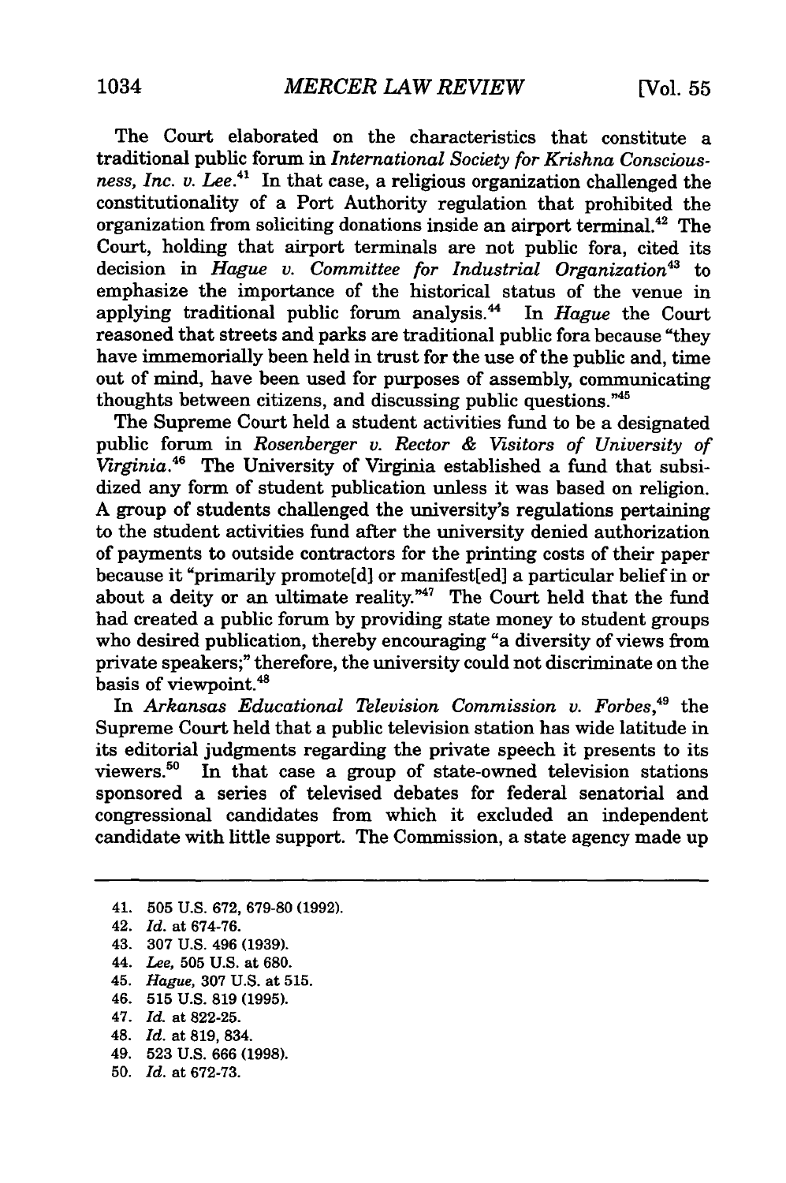The Court elaborated on the characteristics that constitute a traditional public forum in *International Society for Krishna Consciousness, Inc. v. Lee*.[41] In that case, a religious organization challenged the constitutionality of a Port Authority regulation that prohibited the organization from soliciting donations inside an airport terminal.[42] The Court, holding that airport terminals are not public fora, cited its decision in *Hague v. Committee for Industrial Organization*[43] to emphasize the importance of the historical status of the venue in applying traditional public forum analysis.[44] In *Hague* the Court reasoned that streets and parks are traditional public fora because "they have immemorially been held in trust for the use of the public and, time out of mind, have been used for purposes of assembly, communicating thoughts between citizens, and discussing public questions."[45]

The Supreme Court held a student activities fund to be a designated public forum in *Rosenberger v. Rector & Visitors of University of Virginia*.[46] The University of Virginia established a fund that subsidized any form of student publication unless it was based on religion. A group of students challenged the university's regulations pertaining to the student activities fund after the university denied authorization of payments to outside contractors for the printing costs of their paper because it "primarily promote[d] or manifest[ed] a particular belief in or about a deity or an ultimate reality."[47] The Court held that the fund had created a public forum by providing state money to student groups who desired publication, thereby encouraging "a diversity of views from private speakers;" therefore, the university could not discriminate on the basis of viewpoint.[48]

In *Arkansas Educational Television Commission v. Forbes*,[49] the Supreme Court held that a public television station has wide latitude in its editorial judgments regarding the private speech it presents to its viewers.[50] In that case a group of state-owned television stations sponsored a series of televised debates for federal senatorial and congressional candidates from which it excluded an independent candidate with little support. The Commission, a state agency made up

---

41. 505 U.S. 672, 679-80 (1992).
42. *Id.* at 674-76.
43. 307 U.S. 496 (1939).
44. *Lee*, 505 U.S. at 680.
45. *Hague*, 307 U.S. at 515.
46. 515 U.S. 819 (1995).
47. *Id.* at 822-25.
48. *Id.* at 819, 834.
49. 523 U.S. 666 (1998).
50. *Id.* at 672-73.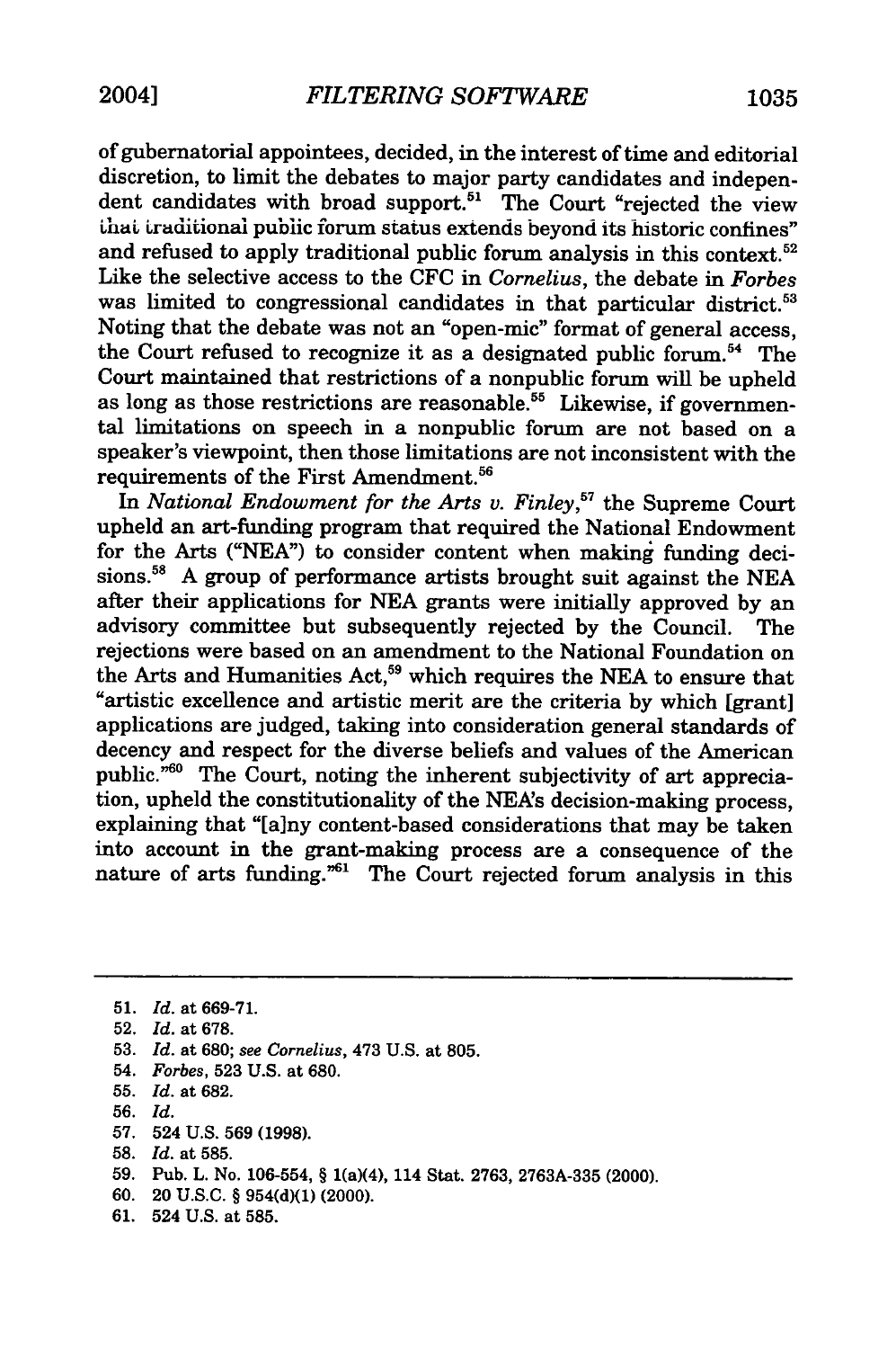of gubernatorial appointees, decided, in the interest of time and editorial discretion, to limit the debates to major party candidates and independent candidates with broad support.[51] The Court "rejected the view that traditional public forum status extends beyond its historic confines" and refused to apply traditional public forum analysis in this context.[52] Like the selective access to the CFC in *Cornelius*, the debate in *Forbes* was limited to congressional candidates in that particular district.[53] Noting that the debate was not an "open-mic" format of general access, the Court refused to recognize it as a designated public forum.[54] The Court maintained that restrictions of a nonpublic forum will be upheld as long as those restrictions are reasonable.[55] Likewise, if governmental limitations on speech in a nonpublic forum are not based on a speaker's viewpoint, then those limitations are not inconsistent with the requirements of the First Amendment.[56]

In *National Endowment for the Arts v. Finley*,[57] the Supreme Court upheld an art-funding program that required the National Endowment for the Arts ("NEA") to consider content when making funding decisions.[58] A group of performance artists brought suit against the NEA after their applications for NEA grants were initially approved by an advisory committee but subsequently rejected by the Council. The rejections were based on an amendment to the National Foundation on the Arts and Humanities Act,[59] which requires the NEA to ensure that "artistic excellence and artistic merit are the criteria by which [grant] applications are judged, taking into consideration general standards of decency and respect for the diverse beliefs and values of the American public."[60] The Court, noting the inherent subjectivity of art appreciation, upheld the constitutionality of the NEA's decision-making process, explaining that "[a]ny content-based considerations that may be taken into account in the grant-making process are a consequence of the nature of arts funding."[61] The Court rejected forum analysis in this

---

51. *Id.* at 669-71.
52. *Id.* at 678.
53. *Id.* at 680; *see Cornelius*, 473 U.S. at 805.
54. *Forbes*, 523 U.S. at 680.
55. *Id.* at 682.
56. *Id.*
57. 524 U.S. 569 (1998).
58. *Id.* at 585.
59. Pub. L. No. 106-554, § 1(a)(4), 114 Stat. 2763, 2763A-335 (2000).
60. 20 U.S.C. § 954(d)(1) (2000).
61. 524 U.S. at 585.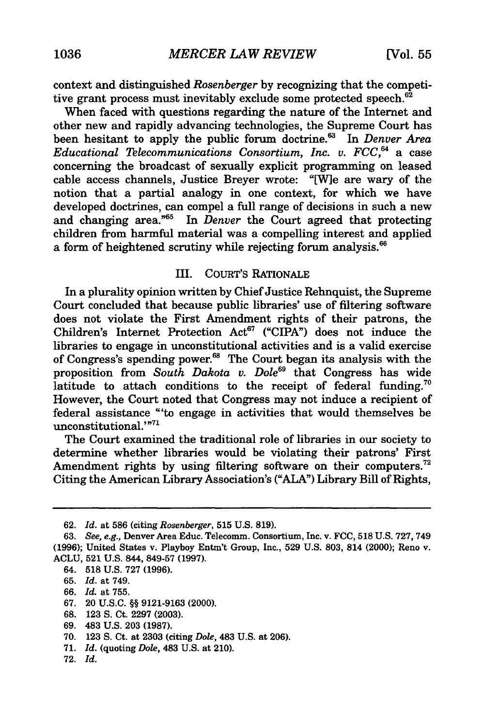context and distinguished *Rosenberger* by recognizing that the competitive grant process must inevitably exclude some protected speech.[62]

When faced with questions regarding the nature of the Internet and other new and rapidly advancing technologies, the Supreme Court has been hesitant to apply the public forum doctrine.[63] In *Denver Area Educational Telecommunications Consortium, Inc. v. FCC*,[64] a case concerning the broadcast of sexually explicit programming on leased cable access channels, Justice Breyer wrote: "[W]e are wary of the notion that a partial analogy in one context, for which we have developed doctrines, can compel a full range of decisions in such a new and changing area."[65] In *Denver* the Court agreed that protecting children from harmful material was a compelling interest and applied a form of heightened scrutiny while rejecting forum analysis.[66]

## III. COURT'S RATIONALE

In a plurality opinion written by Chief Justice Rehnquist, the Supreme Court concluded that because public libraries' use of filtering software does not violate the First Amendment rights of their patrons, the Children's Internet Protection Act[67] ("CIPA") does not induce the libraries to engage in unconstitutional activities and is a valid exercise of Congress's spending power.[68] The Court began its analysis with the proposition from *South Dakota v. Dole*[69] that Congress has wide latitude to attach conditions to the receipt of federal funding.[70] However, the Court noted that Congress may not induce a recipient of federal assistance "'to engage in activities that would themselves be unconstitutional.'"[71]

The Court examined the traditional role of libraries in our society to determine whether libraries would be violating their patrons' First Amendment rights by using filtering software on their computers.[72] Citing the American Library Association's ("ALA") Library Bill of Rights,

---

62. *Id.* at 586 (citing *Rosenberger*, 515 U.S. 819).

63. *See, e.g.*, Denver Area Educ. Telecomm. Consortium, Inc. v. FCC, 518 U.S. 727, 749 (1996); United States v. Playboy Entm't Group, Inc., 529 U.S. 803, 814 (2000); Reno v. ACLU, 521 U.S. 844, 849-57 (1997).

64. 518 U.S. 727 (1996).

65. *Id.* at 749.

66. *Id.* at 755.

67. 20 U.S.C. §§ 9121-9163 (2000).

68. 123 S. Ct. 2297 (2003).

69. 483 U.S. 203 (1987).

70. 123 S. Ct. at 2303 (citing *Dole*, 483 U.S. at 206).

71. *Id.* (quoting *Dole*, 483 U.S. at 210).

72. *Id.*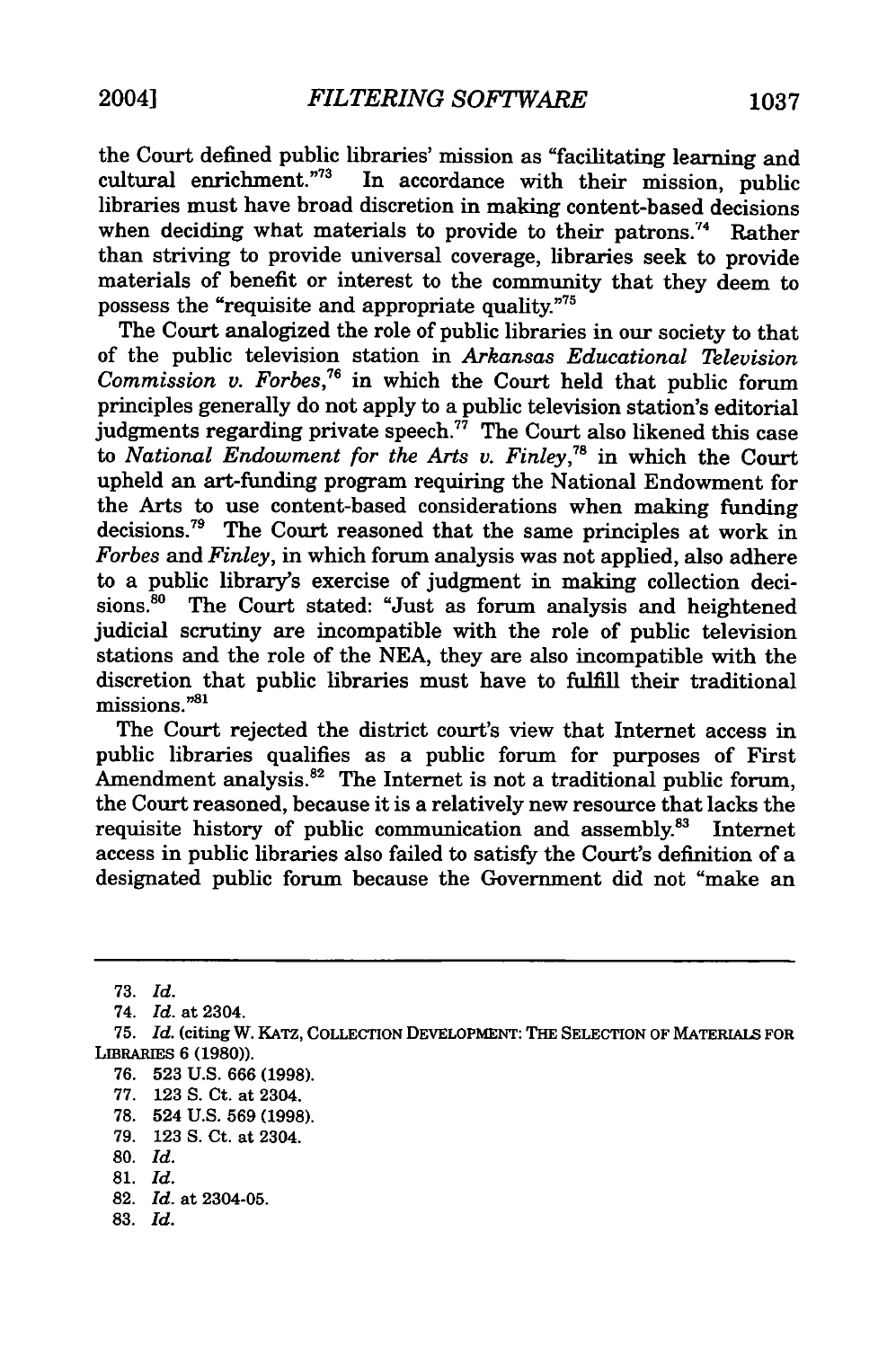the Court defined public libraries' mission as "facilitating learning and cultural enrichment."[73] In accordance with their mission, public libraries must have broad discretion in making content-based decisions when deciding what materials to provide to their patrons.[74] Rather than striving to provide universal coverage, libraries seek to provide materials of benefit or interest to the community that they deem to possess the "requisite and appropriate quality."[75]

The Court analogized the role of public libraries in our society to that of the public television station in *Arkansas Educational Television Commission v. Forbes*,[76] in which the Court held that public forum principles generally do not apply to a public television station's editorial judgments regarding private speech.[77] The Court also likened this case to *National Endowment for the Arts v. Finley*,[78] in which the Court upheld an art-funding program requiring the National Endowment for the Arts to use content-based considerations when making funding decisions.[79] The Court reasoned that the same principles at work in *Forbes* and *Finley*, in which forum analysis was not applied, also adhere to a public library's exercise of judgment in making collection decisions.[80] The Court stated: "Just as forum analysis and heightened judicial scrutiny are incompatible with the role of public television stations and the role of the NEA, they are also incompatible with the discretion that public libraries must have to fulfill their traditional missions."[81]

The Court rejected the district court's view that Internet access in public libraries qualifies as a public forum for purposes of First Amendment analysis.[82] The Internet is not a traditional public forum, the Court reasoned, because it is a relatively new resource that lacks the requisite history of public communication and assembly.[83] Internet access in public libraries also failed to satisfy the Court's definition of a designated public forum because the Government did not "make an

---

73. *Id.*

74. *Id.* at 2304.

75. *Id.* (citing W. KATZ, COLLECTION DEVELOPMENT: THE SELECTION OF MATERIALS FOR LIBRARIES 6 (1980)).

76. 523 U.S. 666 (1998).

77. 123 S. Ct. at 2304.

78. 524 U.S. 569 (1998).

79. 123 S. Ct. at 2304.

80. *Id.*

81. *Id.*

82. *Id.* at 2304-05.

83. *Id.*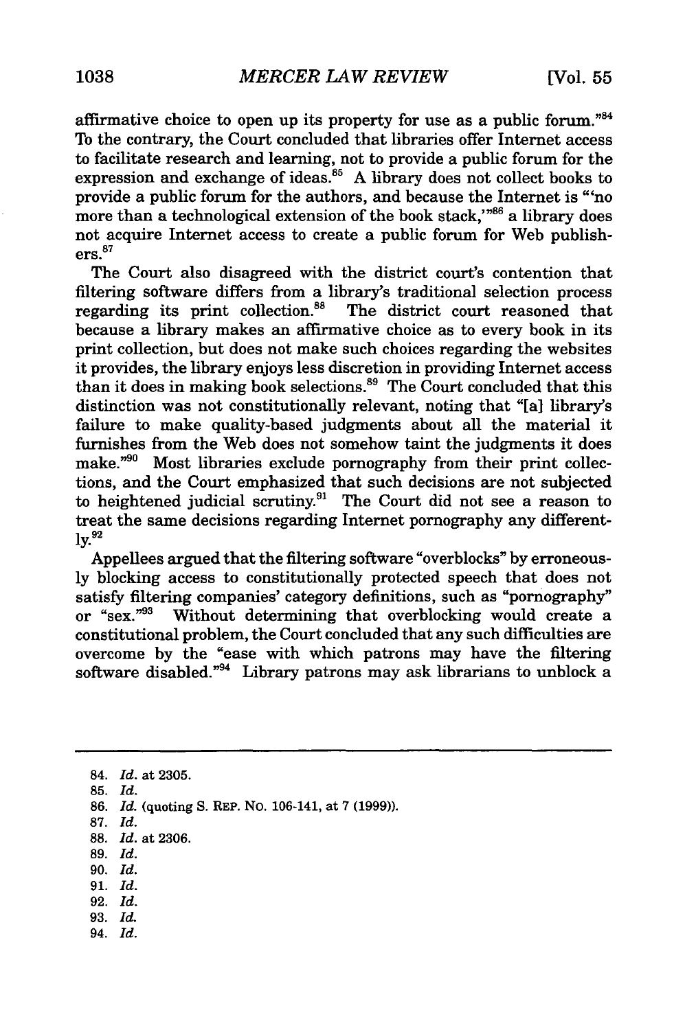affirmative choice to open up its property for use as a public forum."[84] To the contrary, the Court concluded that libraries offer Internet access to facilitate research and learning, not to provide a public forum for the expression and exchange of ideas.[85] A library does not collect books to provide a public forum for the authors, and because the Internet is "'no more than a technological extension of the book stack,'"[86] a library does not acquire Internet access to create a public forum for Web publishers.[87]

The Court also disagreed with the district court's contention that filtering software differs from a library's traditional selection process regarding its print collection.[88] The district court reasoned that because a library makes an affirmative choice as to every book in its print collection, but does not make such choices regarding the websites it provides, the library enjoys less discretion in providing Internet access than it does in making book selections.[89] The Court concluded that this distinction was not constitutionally relevant, noting that "[a] library's failure to make quality-based judgments about all the material it furnishes from the Web does not somehow taint the judgments it does make."[90] Most libraries exclude pornography from their print collections, and the Court emphasized that such decisions are not subjected to heightened judicial scrutiny.[91] The Court did not see a reason to treat the same decisions regarding Internet pornography any differently.[92]

Appellees argued that the filtering software "overblocks" by erroneously blocking access to constitutionally protected speech that does not satisfy filtering companies' category definitions, such as "pornography" or "sex."[93] Without determining that overblocking would create a constitutional problem, the Court concluded that any such difficulties are overcome by the "ease with which patrons may have the filtering software disabled."[94] Library patrons may ask librarians to unblock a

---

84. *Id.* at 2305.
85. *Id.*
86. *Id.* (quoting S. REP. NO. 106-141, at 7 (1999)).
87. *Id.*
88. *Id.* at 2306.
89. *Id.*
90. *Id.*
91. *Id.*
92. *Id.*
93. *Id.*
94. *Id.*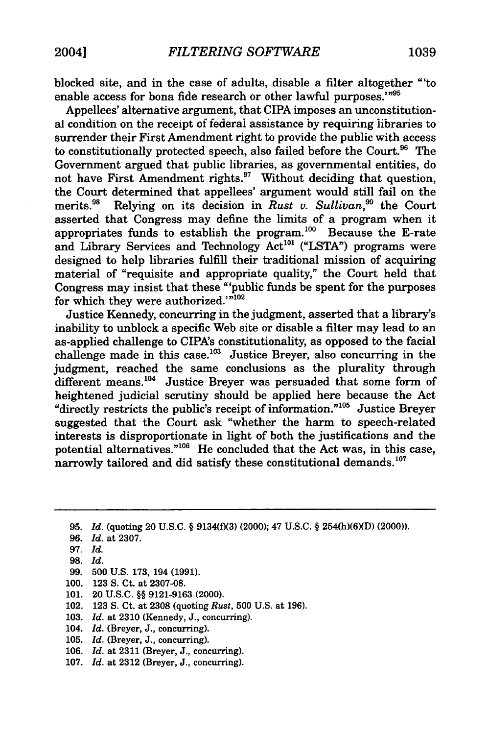blocked site, and in the case of adults, disable a filter altogether "'to enable access for bona fide research or other lawful purposes.'"[95]

Appellees' alternative argument, that CIPA imposes an unconstitutional condition on the receipt of federal assistance by requiring libraries to surrender their First Amendment right to provide the public with access to constitutionally protected speech, also failed before the Court.[96] The Government argued that public libraries, as governmental entities, do not have First Amendment rights.[97] Without deciding that question, the Court determined that appellees' argument would still fail on the merits.[98] Relying on its decision in *Rust v. Sullivan*,[99] the Court asserted that Congress may define the limits of a program when it appropriates funds to establish the program.[100] Because the E-rate and Library Services and Technology Act[101] ("LSTA") programs were designed to help libraries fulfill their traditional mission of acquiring material of "requisite and appropriate quality," the Court held that Congress may insist that these "'public funds be spent for the purposes for which they were authorized.'"[102]

Justice Kennedy, concurring in the judgment, asserted that a library's inability to unblock a specific Web site or disable a filter may lead to an as-applied challenge to CIPA's constitutionality, as opposed to the facial challenge made in this case.[103] Justice Breyer, also concurring in the judgment, reached the same conclusions as the plurality through different means.[104] Justice Breyer was persuaded that some form of heightened judicial scrutiny should be applied here because the Act "directly restricts the public's receipt of information."[105] Justice Breyer suggested that the Court ask "whether the harm to speech-related interests is disproportionate in light of both the justifications and the potential alternatives."[106] He concluded that the Act was, in this case, narrowly tailored and did satisfy these constitutional demands.[107]

---

95. *Id.* (quoting 20 U.S.C. § 9134(f)(3) (2000); 47 U.S.C. § 254(h)(6)(D) (2000)).
96. *Id.* at 2307.
97. *Id.*
98. *Id.*
99. 500 U.S. 173, 194 (1991).
100. 123 S. Ct. at 2307-08.
101. 20 U.S.C. §§ 9121-9163 (2000).
102. 123 S. Ct. at 2308 (quoting *Rust*, 500 U.S. at 196).
103. *Id.* at 2310 (Kennedy, J., concurring).
104. *Id.* (Breyer, J., concurring).
105. *Id.* (Breyer, J., concurring).
106. *Id.* at 2311 (Breyer, J., concurring).
107. *Id.* at 2312 (Breyer, J., concurring).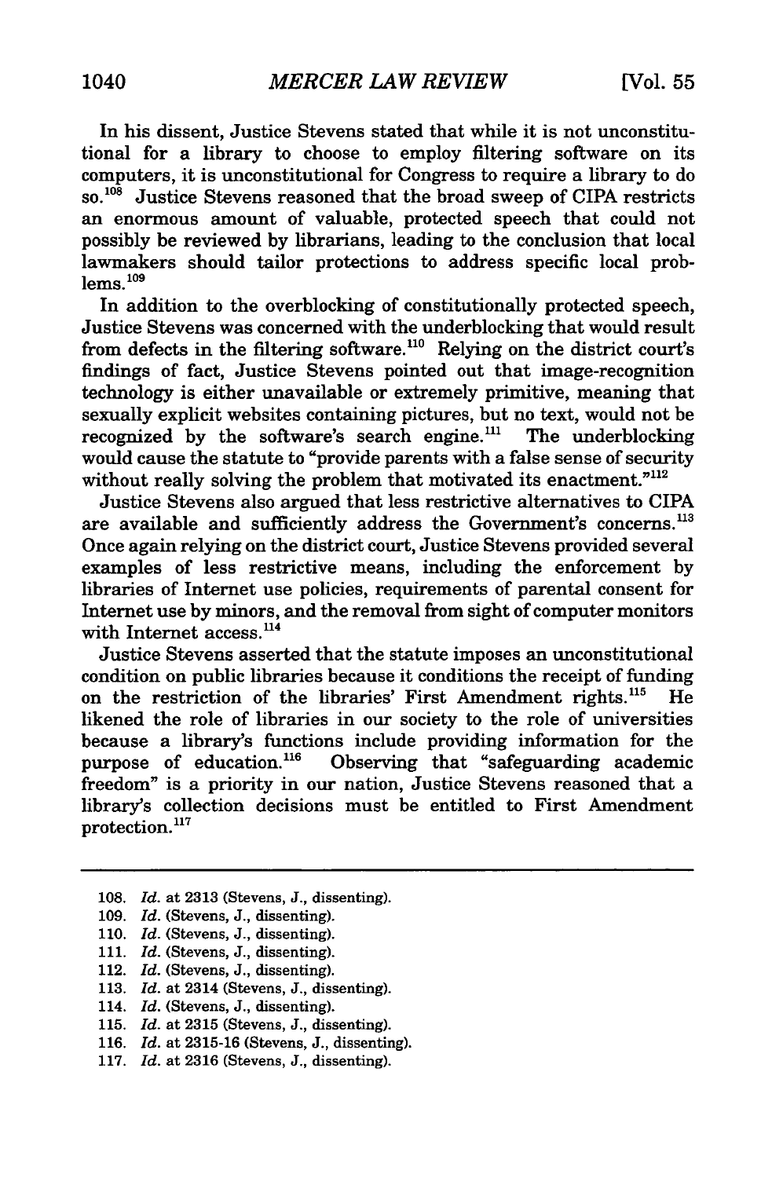In his dissent, Justice Stevens stated that while it is not unconstitutional for a library to choose to employ filtering software on its computers, it is unconstitutional for Congress to require a library to do so.[108] Justice Stevens reasoned that the broad sweep of CIPA restricts an enormous amount of valuable, protected speech that could not possibly be reviewed by librarians, leading to the conclusion that local lawmakers should tailor protections to address specific local problems.[109]

In addition to the overblocking of constitutionally protected speech, Justice Stevens was concerned with the underblocking that would result from defects in the filtering software.[110] Relying on the district court's findings of fact, Justice Stevens pointed out that image-recognition technology is either unavailable or extremely primitive, meaning that sexually explicit websites containing pictures, but no text, would not be recognized by the software's search engine.[111] The underblocking would cause the statute to "provide parents with a false sense of security without really solving the problem that motivated its enactment."[112]

Justice Stevens also argued that less restrictive alternatives to CIPA are available and sufficiently address the Government's concerns.[113] Once again relying on the district court, Justice Stevens provided several examples of less restrictive means, including the enforcement by libraries of Internet use policies, requirements of parental consent for Internet use by minors, and the removal from sight of computer monitors with Internet access.[114]

Justice Stevens asserted that the statute imposes an unconstitutional condition on public libraries because it conditions the receipt of funding on the restriction of the libraries' First Amendment rights.[115] He likened the role of libraries in our society to the role of universities because a library's functions include providing information for the purpose of education.[116] Observing that "safeguarding academic freedom" is a priority in our nation, Justice Stevens reasoned that a library's collection decisions must be entitled to First Amendment protection.[117]

---

108. *Id.* at 2313 (Stevens, J., dissenting).
109. *Id.* (Stevens, J., dissenting).
110. *Id.* (Stevens, J., dissenting).
111. *Id.* (Stevens, J., dissenting).
112. *Id.* (Stevens, J., dissenting).
113. *Id.* at 2314 (Stevens, J., dissenting).
114. *Id.* (Stevens, J., dissenting).
115. *Id.* at 2315 (Stevens, J., dissenting).
116. *Id.* at 2315-16 (Stevens, J., dissenting).
117. *Id.* at 2316 (Stevens, J., dissenting).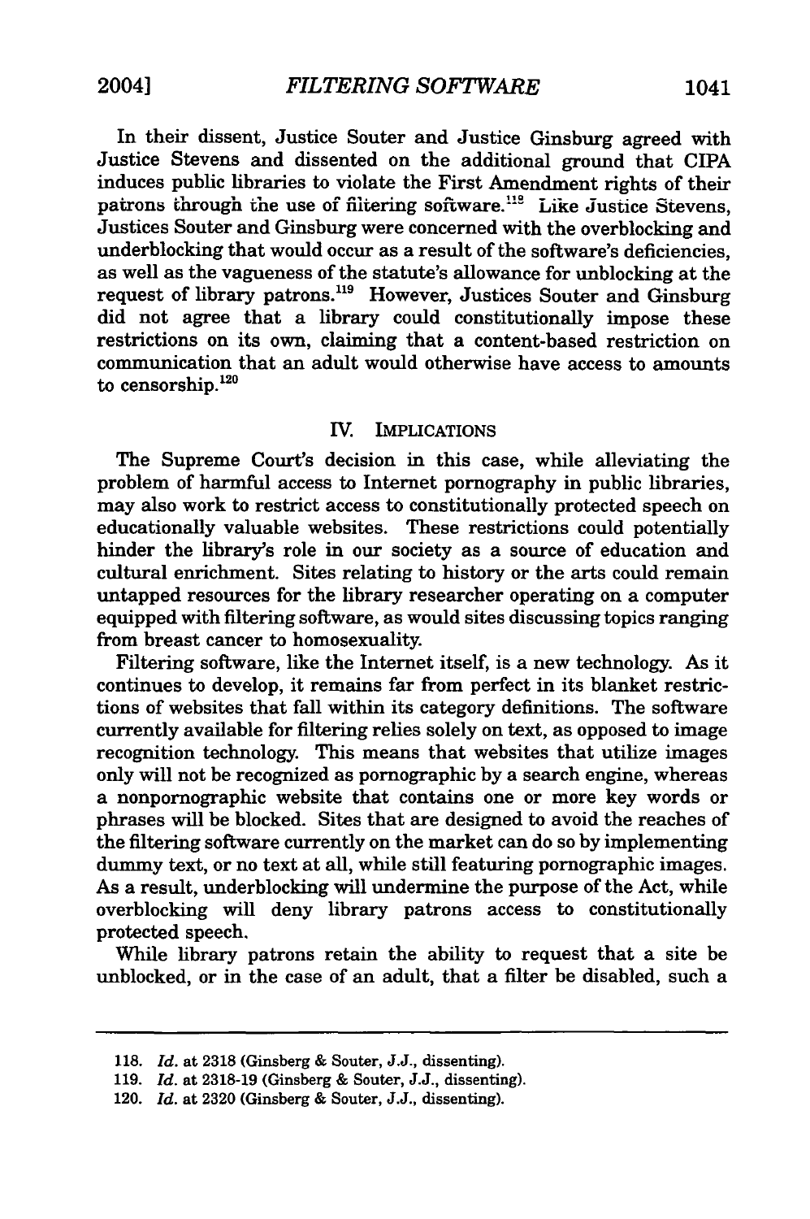In their dissent, Justice Souter and Justice Ginsburg agreed with Justice Stevens and dissented on the additional ground that CIPA induces public libraries to violate the First Amendment rights of their patrons through the use of filtering software.[118] Like Justice Stevens, Justices Souter and Ginsburg were concerned with the overblocking and underblocking that would occur as a result of the software's deficiencies, as well as the vagueness of the statute's allowance for unblocking at the request of library patrons.[119] However, Justices Souter and Ginsburg did not agree that a library could constitutionally impose these restrictions on its own, claiming that a content-based restriction on communication that an adult would otherwise have access to amounts to censorship.[120]

## IV. IMPLICATIONS

The Supreme Court's decision in this case, while alleviating the problem of harmful access to Internet pornography in public libraries, may also work to restrict access to constitutionally protected speech on educationally valuable websites. These restrictions could potentially hinder the library's role in our society as a source of education and cultural enrichment. Sites relating to history or the arts could remain untapped resources for the library researcher operating on a computer equipped with filtering software, as would sites discussing topics ranging from breast cancer to homosexuality.

Filtering software, like the Internet itself, is a new technology. As it continues to develop, it remains far from perfect in its blanket restrictions of websites that fall within its category definitions. The software currently available for filtering relies solely on text, as opposed to image recognition technology. This means that websites that utilize images only will not be recognized as pornographic by a search engine, whereas a nonpornographic website that contains one or more key words or phrases will be blocked. Sites that are designed to avoid the reaches of the filtering software currently on the market can do so by implementing dummy text, or no text at all, while still featuring pornographic images. As a result, underblocking will undermine the purpose of the Act, while overblocking will deny library patrons access to constitutionally protected speech.

While library patrons retain the ability to request that a site be unblocked, or in the case of an adult, that a filter be disabled, such a

---

118. *Id.* at 2318 (Ginsberg & Souter, J.J., dissenting).

119. *Id.* at 2318-19 (Ginsberg & Souter, J.J., dissenting).

120. *Id.* at 2320 (Ginsberg & Souter, J.J., dissenting).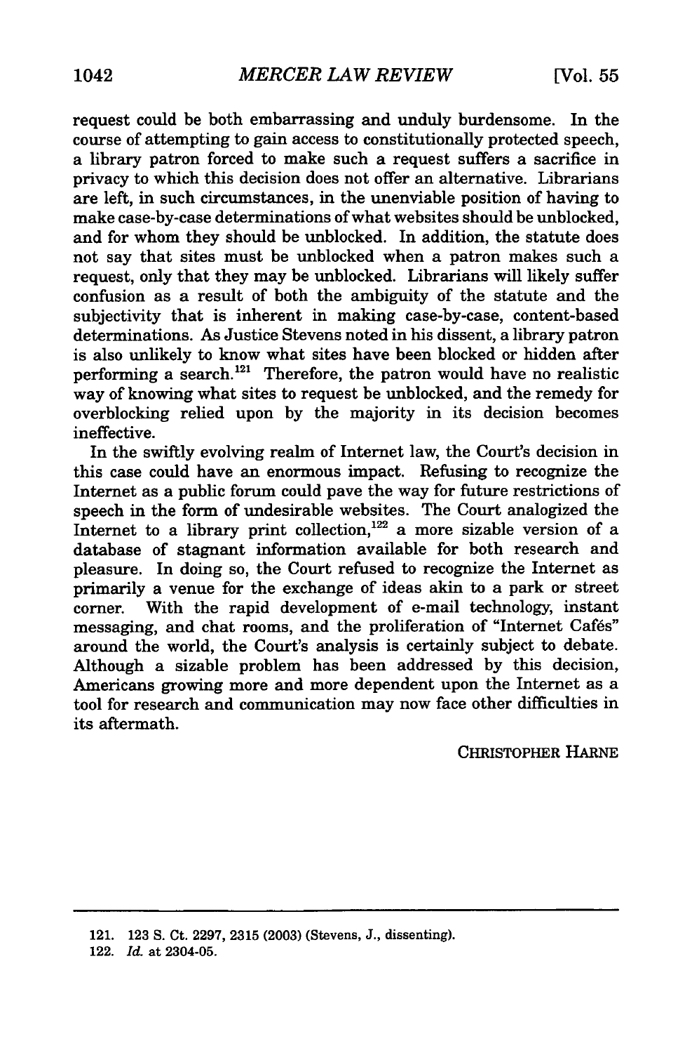request could be both embarrassing and unduly burdensome. In the course of attempting to gain access to constitutionally protected speech, a library patron forced to make such a request suffers a sacrifice in privacy to which this decision does not offer an alternative. Librarians are left, in such circumstances, in the unenviable position of having to make case-by-case determinations of what websites should be unblocked, and for whom they should be unblocked. In addition, the statute does not say that sites must be unblocked when a patron makes such a request, only that they may be unblocked. Librarians will likely suffer confusion as a result of both the ambiguity of the statute and the subjectivity that is inherent in making case-by-case, content-based determinations. As Justice Stevens noted in his dissent, a library patron is also unlikely to know what sites have been blocked or hidden after performing a search.[121] Therefore, the patron would have no realistic way of knowing what sites to request be unblocked, and the remedy for overblocking relied upon by the majority in its decision becomes ineffective.

In the swiftly evolving realm of Internet law, the Court's decision in this case could have an enormous impact. Refusing to recognize the Internet as a public forum could pave the way for future restrictions of speech in the form of undesirable websites. The Court analogized the Internet to a library print collection,[122] a more sizable version of a database of stagnant information available for both research and pleasure. In doing so, the Court refused to recognize the Internet as primarily a venue for the exchange of ideas akin to a park or street corner. With the rapid development of e-mail technology, instant messaging, and chat rooms, and the proliferation of "Internet Cafés" around the world, the Court's analysis is certainly subject to debate. Although a sizable problem has been addressed by this decision, Americans growing more and more dependent upon the Internet as a tool for research and communication may now face other difficulties in its aftermath.

CHRISTOPHER HARNE

---

121. 123 S. Ct. 2297, 2315 (2003) (Stevens, J., dissenting).

122. *Id.* at 2304-05.